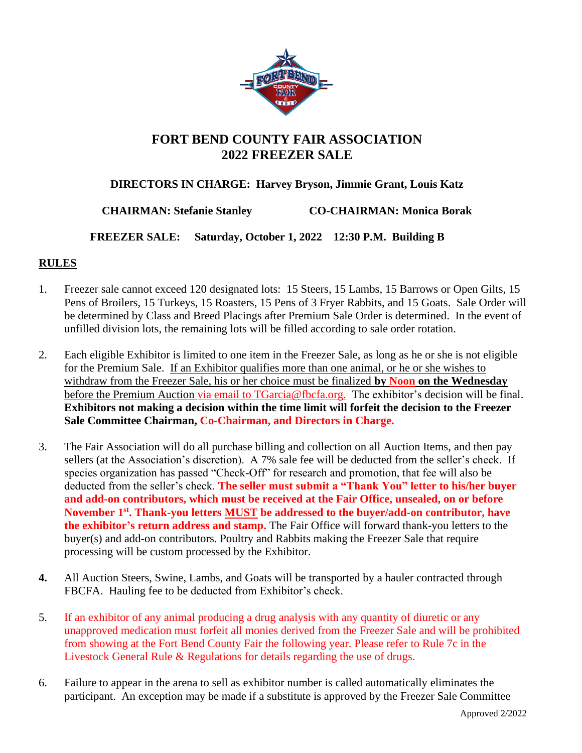# FORT BEND COUNTY FAIR ASSOCIATION
# 2022 FREEZER SALE

**DIRECTORS IN CHARGE: Harvey Bryson, Jimmie Grant, Louis Katz**

**CHAIRMAN: Stefanie Stanley** **CO-CHAIRMAN: Monica Borak**

**FREEZER SALE: Saturday, October 1, 2022 12:30 P.M. Building B**

## RULES

1. Freezer sale cannot exceed 120 designated lots: 15 Steers, 15 Lambs, 15 Barrows or Open Gilts, 15 Pens of Broilers, 15 Turkeys, 15 Roasters, 15 Pens of 3 Fryer Rabbits, and 15 Goats. Sale Order will be determined by Class and Breed Placings after Premium Sale Order is determined. In the event of unfilled division lots, the remaining lots will be filled according to sale order rotation.

2. Each eligible Exhibitor is limited to one item in the Freezer Sale, as long as he or she is not eligible for the Premium Sale. If an Exhibitor qualifies more than one animal, or he or she wishes to withdraw from the Freezer Sale, his or her choice must be finalized **by Noon on the Wednesday** before the Premium Auction via email to TGarcia@fbcfa.org. The exhibitor's decision will be final. **Exhibitors not making a decision within the time limit will forfeit the decision to the Freezer Sale Committee Chairman, Co-Chairman, and Directors in Charge.**

3. The Fair Association will do all purchase billing and collection on all Auction Items, and then pay sellers (at the Association's discretion). A 7% sale fee will be deducted from the seller's check. If species organization has passed "Check-Off" for research and promotion, that fee will also be deducted from the seller's check. **The seller must submit a "Thank You" letter to his/her buyer and add-on contributors, which must be received at the Fair Office, unsealed, on or before November 1st. Thank-you letters MUST be addressed to the buyer/add-on contributor, have the exhibitor's return address and stamp.** The Fair Office will forward thank-you letters to the buyer(s) and add-on contributors. Poultry and Rabbits making the Freezer Sale that require processing will be custom processed by the Exhibitor.

4. All Auction Steers, Swine, Lambs, and Goats will be transported by a hauler contracted through FBCFA. Hauling fee to be deducted from Exhibitor's check.

5. If an exhibitor of any animal producing a drug analysis with any quantity of diuretic or any unapproved medication must forfeit all monies derived from the Freezer Sale and will be prohibited from showing at the Fort Bend County Fair the following year. Please refer to Rule 7c in the Livestock General Rule & Regulations for details regarding the use of drugs.

6. Failure to appear in the arena to sell as exhibitor number is called automatically eliminates the participant. An exception may be made if a substitute is approved by the Freezer Sale Committee

Approved 2/2022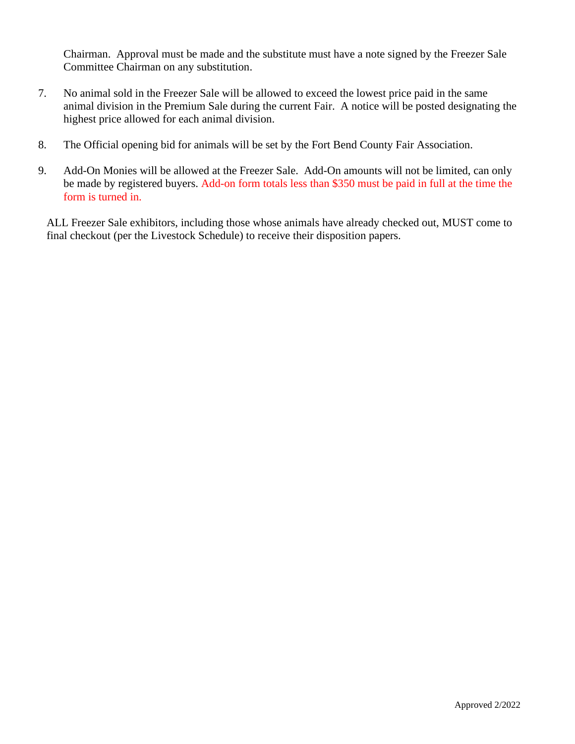Chairman. Approval must be made and the substitute must have a note signed by the Freezer Sale Committee Chairman on any substitution.

7. No animal sold in the Freezer Sale will be allowed to exceed the lowest price paid in the same animal division in the Premium Sale during the current Fair. A notice will be posted designating the highest price allowed for each animal division.

8. The Official opening bid for animals will be set by the Fort Bend County Fair Association.

9. Add-On Monies will be allowed at the Freezer Sale. Add-On amounts will not be limited, can only be made by registered buyers. Add-on form totals less than $350 must be paid in full at the time the form is turned in.

ALL Freezer Sale exhibitors, including those whose animals have already checked out, MUST come to final checkout (per the Livestock Schedule) to receive their disposition papers.

Approved 2/2022